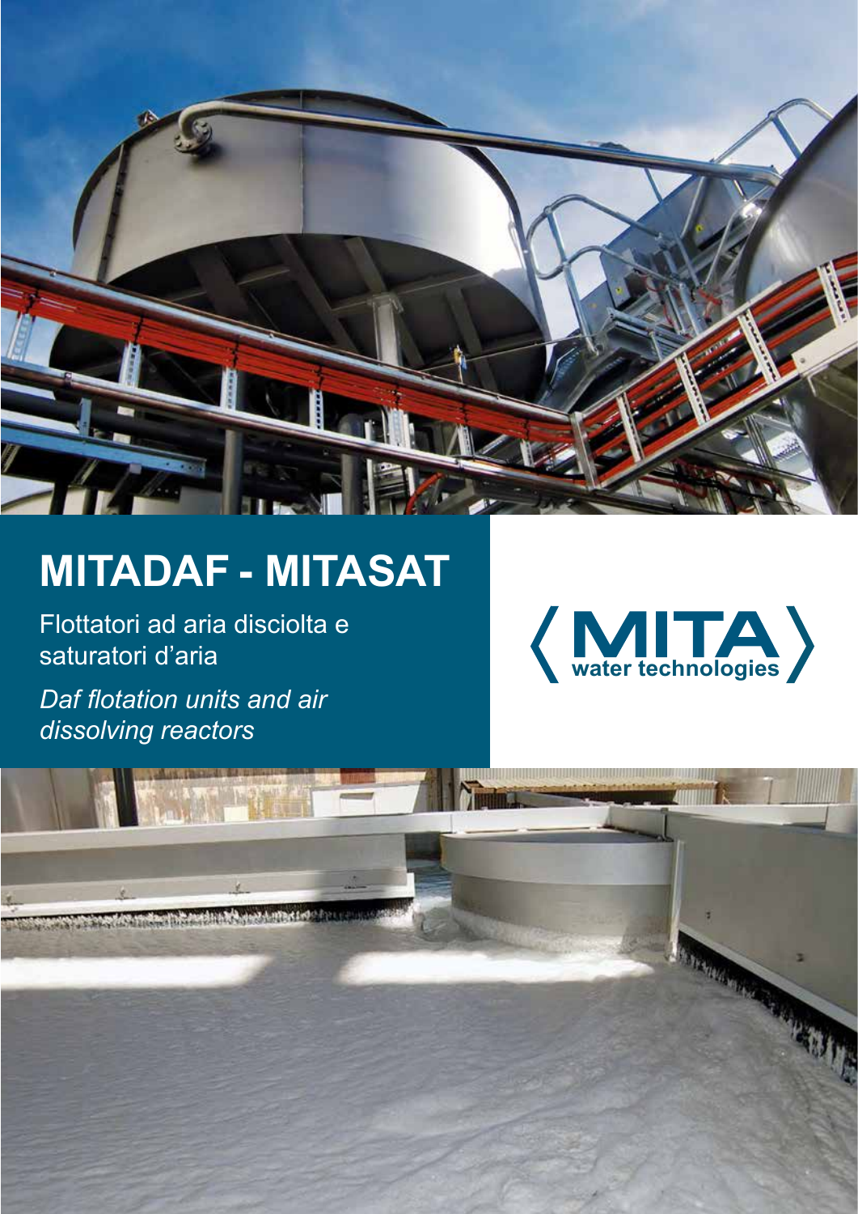# MITADAF - MITASAT

Flottatori ad aria disciolta e saturatori d'aria

*Daf flotation units and air dissolving reactors*

MITA water technologies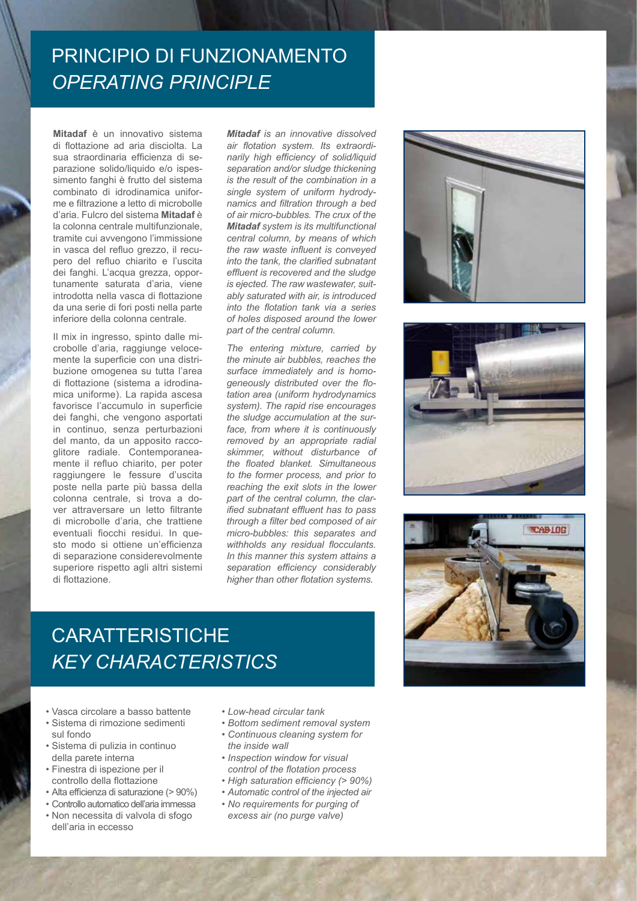# PRINCIPIO DI FUNZIONAMENTO

# *OPERATING PRINCIPLE*

**Mitadaf** è un innovativo sistema di flottazione ad aria disciolta. La sua straordinaria efficienza di separazione solido/liquido e/o ispessimento fanghi è frutto del sistema combinato di idrodinamica uniforme e filtrazione a letto di microbolle d'aria. Fulcro del sistema **Mitadaf** è la colonna centrale multifunzionale, tramite cui avvengono l'immissione in vasca del refluo grezzo, il recupero del refluo chiarito e l'uscita dei fanghi. L'acqua grezza, opportunamente saturata d'aria, viene introdotta nella vasca di flottazione da una serie di fori posti nella parte inferiore della colonna centrale.

Il mix in ingresso, spinto dalle microbolle d'aria, raggiunge velocemente la superficie con una distribuzione omogenea su tutta l'area di flottazione (sistema a idrodinamica uniforme). La rapida ascesa favorisce l'accumulo in superficie dei fanghi, che vengono asportati in continuo, senza perturbazioni del manto, da un apposito raccoglitore radiale. Contemporaneamente il refluo chiarito, per poter raggiungere le fessure d'uscita poste nella parte più bassa della colonna centrale, si trova a dover attraversare un letto filtrante di microbolle d'aria, che trattiene eventuali fiocchi residui. In questo modo si ottiene un'efficienza di separazione considerevolmente superiore rispetto agli altri sistemi di flottazione.

***Mitadaf*** *is an innovative dissolved air flotation system. Its extraordinarily high efficiency of solid/liquid separation and/or sludge thickening is the result of the combination in a single system of uniform hydrodynamics and filtration through a bed of air micro-bubbles. The crux of the* ***Mitadaf*** *system is its multifunctional central column, by means of which the raw waste influent is conveyed into the tank, the clarified subnatant is recovered and the sludge is ejected. The raw wastewater, suitably saturated with air, is introduced into the flotation tank via a series of holes disposed around the lower part of the central column.*

*The entering mixture, carried by the minute air bubbles, reaches the surface immediately and is homogeneously distributed over the flotation area (uniform hydrodynamics system). The rapid rise encourages the sludge accumulation at the surface, from where it is continuously removed by an appropriate radial skimmer, without disturbance of the floated blanket. Simultaneous to the former process, and prior to reaching the exit slots in the lower part of the central column, the clarified subnatant effluent has to pass through a filter bed composed of air micro-bubbles: this separates and withholds any residual flocculants. In this manner this system attains a separation efficiency considerably higher than other flotation systems.*

# CARATTERISTICHE

# *KEY CHARACTERISTICS*

- Vasca circolare a basso battente
- Sistema di rimozione sedimenti sul fondo
- Sistema di pulizia in continuo della parete interna
- Finestra di ispezione per il controllo della flottazione
- Alta efficienza di saturazione (> 90%)
- Controllo automatico dell'aria immessa
- Non necessita di valvola di sfogo dell'aria in eccesso

- *Low-head circular tank*
- *Bottom sediment removal system*
- *Continuous cleaning system for the inside wall*
- *Inspection window for visual control of the flotation process*
- *High saturation efficiency (> 90%)*
- *Automatic control of the injected air*
- *No requirements for purging of excess air (no purge valve)*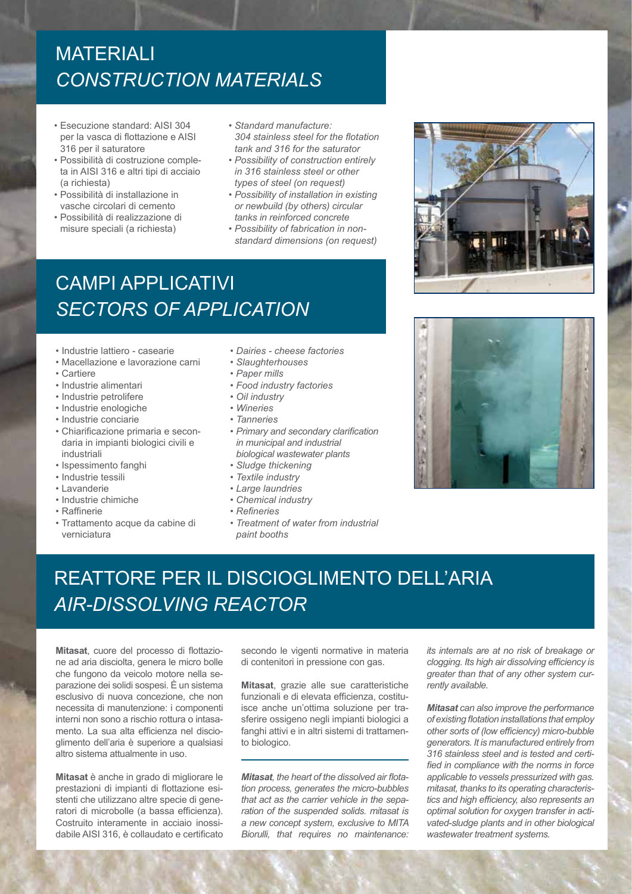# MATERIALI
# *CONSTRUCTION MATERIALS*

- Esecuzione standard: AISI 304 per la vasca di flottazione e AISI 316 per il saturatore
- Possibilità di costruzione completa in AISI 316 e altri tipi di acciaio (a richiesta)
- Possibilità di installazione in vasche circolari di cemento
- Possibilità di realizzazione di misure speciali (a richiesta)

- *Standard manufacture: 304 stainless steel for the flotation tank and 316 for the saturator*
- *Possibility of construction entirely in 316 stainless steel or other types of steel (on request)*
- *Possibility of installation in existing or newbuild (by others) circular tanks in reinforced concrete*
- *Possibility of fabrication in non-standard dimensions (on request)*

# CAMPI APPLICATIVI
# *SECTORS OF APPLICATION*

- Industrie lattiero - casearie
- Macellazione e lavorazione carni
- Cartiere
- Industrie alimentari
- Industrie petrolifere
- Industrie enologiche
- Industrie conciarie
- Chiarificazione primaria e secondaria in impianti biologici civili e industriali
- Ispessimento fanghi
- Industrie tessili
- Lavanderie
- Industrie chimiche
- Raffinerie
- Trattamento acque da cabine di verniciatura

- *Dairies - cheese factories*
- *Slaughterhouses*
- *Paper mills*
- *Food industry factories*
- *Oil industry*
- *Wineries*
- *Tanneries*
- *Primary and secondary clarification in municipal and industrial biological wastewater plants*
- *Sludge thickening*
- *Textile industry*
- *Large laundries*
- *Chemical industry*
- *Refineries*
- *Treatment of water from industrial paint booths*

# REATTORE PER IL DISCIOGLIMENTO DELL'ARIA
# *AIR-DISSOLVING REACTOR*

**Mitasat**, cuore del processo di flottazione ad aria disciolta, genera le micro bolle che fungono da veicolo motore nella separazione dei solidi sospesi. È un sistema esclusivo di nuova concezione, che non necessita di manutenzione: i componenti interni non sono a rischio rottura o intasamento. La sua alta efficienza nel discioglimento dell'aria è superiore a qualsiasi altro sistema attualmente in uso.

**Mitasat** è anche in grado di migliorare le prestazioni di impianti di flottazione esistenti che utilizzano altre specie di generatori di microbolle (a bassa efficienza). Costruito interamente in acciaio inossidabile AISI 316, è collaudato e certificato secondo le vigenti normative in materia di contenitori in pressione con gas.

**Mitasat**, grazie alle sue caratteristiche funzionali e di elevata efficienza, costituisce anche un'ottima soluzione per trasferire ossigeno negli impianti biologici a fanghi attivi e in altri sistemi di trattamento biologico.

***Mitasat**, the heart of the dissolved air flotation process, generates the micro-bubbles that act as the carrier vehicle in the separation of the suspended solids. mitasat is a new concept system, exclusive to MITA Biorulli, that requires no maintenance: its internals are at no risk of breakage or clogging. Its high air dissolving efficiency is greater than that of any other system currently available.*

***Mitasat** can also improve the performance of existing flotation installations that employ other sorts of (low efficiency) micro-bubble generators. It is manufactured entirely from 316 stainless steel and is tested and certified in compliance with the norms in force applicable to vessels pressurized with gas. mitasat, thanks to its operating characteristics and high efficiency, also represents an optimal solution for oxygen transfer in activated-sludge plants and in other biological wastewater treatment systems.*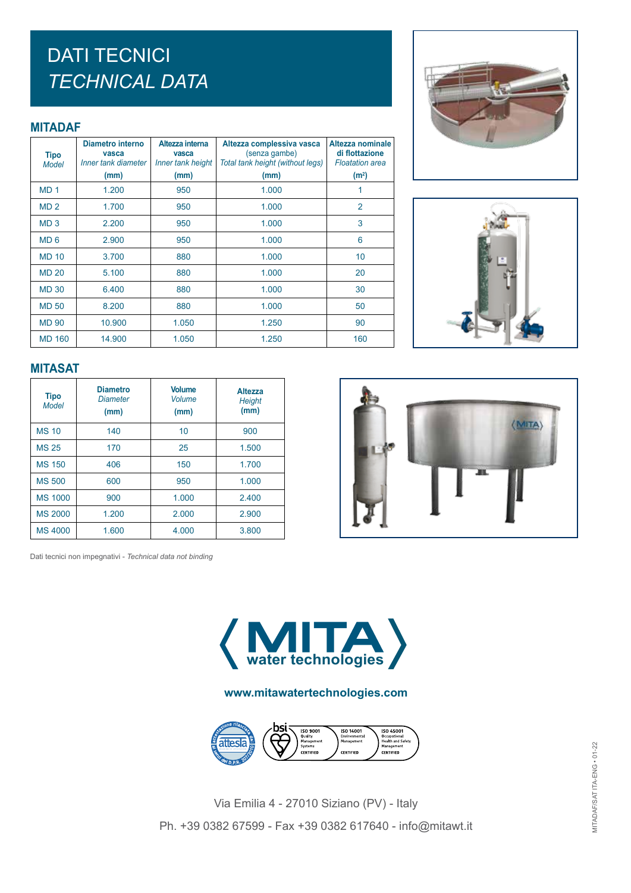# DATI TECNICI
# *TECHNICAL DATA*

## MITADAF

| **Tipo** *Model* | **Diametro interno vasca** *Inner tank diameter* **(mm)** | **Altezza interna vasca** *Inner tank height* **(mm)** | **Altezza complessiva vasca** (senza gambe) *Total tank height (without legs)* **(mm)** | **Altezza nominale di flottazione** *Floatation area* **(m²)** |
|---|---|---|---|---|
| MD 1 | 1.200 | 950 | 1.000 | 1 |
| MD 2 | 1.700 | 950 | 1.000 | 2 |
| MD 3 | 2.200 | 950 | 1.000 | 3 |
| MD 6 | 2.900 | 950 | 1.000 | 6 |
| MD 10 | 3.700 | 880 | 1.000 | 10 |
| MD 20 | 5.100 | 880 | 1.000 | 20 |
| MD 30 | 6.400 | 880 | 1.000 | 30 |
| MD 50 | 8.200 | 880 | 1.000 | 50 |
| MD 90 | 10.900 | 1.050 | 1.250 | 90 |
| MD 160 | 14.900 | 1.050 | 1.250 | 160 |

## MITASAT

| **Tipo** *Model* | **Diametro** *Diameter* **(mm)** | **Volume** *Volume* **(mm)** | **Altezza** *Height* **(mm)** |
|---|---|---|---|
| MS 10 | 140 | 10 | 900 |
| MS 25 | 170 | 25 | 1.500 |
| MS 150 | 406 | 150 | 1.700 |
| MS 500 | 600 | 950 | 1.000 |
| MS 1000 | 900 | 1.000 | 2.400 |
| MS 2000 | 1.200 | 2.000 | 2.900 |
| MS 4000 | 1.600 | 4.000 | 3.800 |

Dati tecnici non impegnativi - *Technical data not binding*

MITA water technologies

**www.mitawatertechnologies.com**

ISO 9001 Quality Management Systems CERTIFIED · ISO 14001 Environmental Management CERTIFIED · ISO 45001 Occupational Health and Safety Management CERTIFIED

Via Emilia 4 - 27010 Siziano (PV) - Italy

Ph. +39 0382 67599 - Fax +39 0382 617640 - info@mitawt.it

MITADAF/SAT ITA-ENG • 01-22